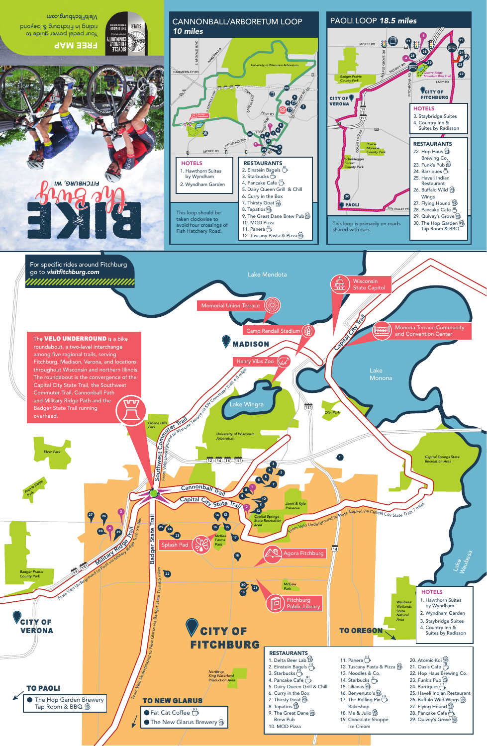# BIKE the Burg

FITCHBURG, WI

## FREE MAP

Your pedal powered guide to riding in Fitchburg & beyond

VisitFitchburg.com

SILVER — THE LEAGUE OF AMERICAN BICYCLISTS — BICYCLE FRIENDLY COMMUNITY 2019-2023

## CANNONBALL/ARBORETUM LOOP *10 miles*

### HOTELS

1. Hawthorn Suites by Wyndham
2. Wyndham Garden

### RESTAURANTS

2. Einstein Bagels
3. Starbucks
4. Pancake Cafe
5. Dairy Queen Grill & Chill
6. Curry in the Box
7. Thirsty Goat
8. Tapatios
9. The Great Dane Brew Pub
10. MOD Pizza
11. Panera
12. Tuscany Pasta & Pizza

This loop should be taken clockwise to avoid four crossings of Fish Hatchery Road.

## PAOLI LOOP *18.5 miles*

### HOTELS

3. Staybridge Suites
4. Country Inn & Suites by Radisson

### RESTAURANTS

22. Hop Haus Brewing Co.
23. Funk's Pub
24. Barriques
25. Haveli Indian Restaurant
26. Buffalo Wild Wings
27. Flying Hound
28. Pancake Cafe
29. Quivey's Grove
30. The Hop Garden Tap Room & BBQ

This loop is primarily on roads shared with cars.

For specific rides around Fitchburg go to *visitfitchburg.com*

The **VELO UNDERROUND** is a bike roundabout, a two-level interchange among five regional trails, serving Fitchburg, Madison, Verona, and locations throughout Wisconsin and northern Illinois. The roundabout is the convergence of the Capital City State Trail, the Southwest Commuter Trail, Cannonball Path and Military Ridge Path and the Badger State Trail running overhead.

### HOTELS

1. Hawthorn Suites by Wyndham
2. Wyndham Garden
3. Staybridge Suites
4. Country Inn & Suites by Radisson

### RESTAURANTS

1. Delta Beer Lab
2. Einstein Bagels
3. Starbucks
4. Pancake Cafe
5. Dairy Queen Grill & Chill
6. Curry in the Box
7. Thirsty Goat
8. Tapatios
9. The Great Dane Brew Pub
10. MOD Pizza
11. Panera
12. Tuscany Pasta & Pizza
13. Noodles & Co.
14. Starbucks
15. Lilianas
16. Benvenuto's
17. The Rolling Pin Bakeshop
18. Me & Julio
19. Chocolate Shoppe Ice Cream
20. Atomic Koi
21. Oasis Cafe
22. Hop Haus Brewing Co.
23. Funk's Pub
24. Barriques
25. Haveli Indian Restaurant
26. Buffalo Wild Wings
27. Flying Hound
28. Pancake Cafe
29. Quivey's Grove

**TO PAOLI**

- The Hop Garden Brewery Tap Room & BBQ

**TO NEW GLARUS**

- Fat Cat Coffee
- The New Glarus Brewery

**TO OREGON**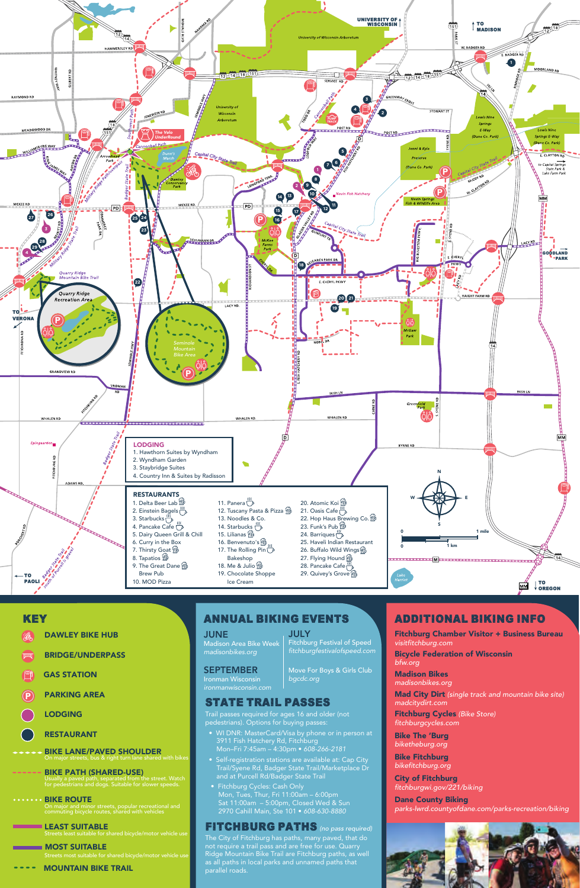## LODGING

1. Hawthorn Suites by Wyndham
2. Wyndham Garden
3. Staybridge Suites
4. Country Inn & Suites by Radisson

## RESTAURANTS

1. Delta Beer Lab
2. Einstein Bagels
3. Starbucks
4. Pancake Cafe
5. Dairy Queen Grill & Chill
6. Curry in the Box
7. Thirsty Goat
8. Tapatios
9. The Great Dane Brew Pub
10. MOD Pizza
11. Panera
12. Tuscany Pasta & Pizza
13. Noodles & Co.
14. Starbucks
15. Lilianas
16. Benvenuto's
17. The Rolling Pin Bakeshop
18. Me & Julio
19. Chocolate Shoppe Ice Cream
20. Atomic Koi
21. Oasis Cafe
22. Hop Haus Brewing Co.
23. Funk's Pub
24. Barriques
25. Haveli Indian Restaurant
26. Buffalo Wild Wings
27. Flying Hound
28. Pancake Cafe
29. Quivey's Grove

## KEY

- DAWLEY BIKE HUB
- BRIDGE/UNDERPASS
- GAS STATION
- PARKING AREA
- LODGING
- RESTAURANT
- **BIKE LANE/PAVED SHOULDER** On major streets, bus & right turn lane shared with bikes
- **BIKE PATH (SHARED-USE)** Usually a paved path, separated from the street. Watch for pedestrians and dogs. Suitable for slower speeds.
- **BIKE ROUTE** On major and minor streets, popular recreational and commuting bicycle routes, shared with vehicles
- **LEAST SUITABLE** Streets least suitable for shared bicycle/motor vehicle use
- **MOST SUITABLE** Streets most suitable for shared bicycle/motor vehicle use
- **MOUNTAIN BIKE TRAIL**

## ANNUAL BIKING EVENTS

**JUNE**
Madison Area Bike Week
*madisonbikes.org*

**JULY**
Fitchburg Festival of Speed
*fitchburgfestivalofspeed.com*

**SEPTEMBER**
Ironman Wisconsin
*ironmanwisconsin.com*

Move For Boys & Girls Club
*bgcdc.org*

## STATE TRAIL PASSES

Trail passes required for ages 16 and older (not pedestrians). Options for buying passes:

- WI DNR: MasterCard/Visa by phone or in person at 3911 Fish Hatchery Rd, Fitchburg Mon–Fri 7:45am – 4:30pm • *608-266-2181*
- Self-registration stations are available at: Cap City Trail/Syene Rd, Badger State Trail/Marketplace Dr and at Purcell Rd/Badger State Trail
- Fitchburg Cycles: Cash Only Mon, Tues, Thur, Fri 11:00am – 6:00pm Sat 11:00am – 5:00pm, Closed Wed & Sun 2970 Cahill Main, Ste 101 • *608-630-8880*

## FITCHBURG PATHS *(no pass required)*

The City of Fitchburg has paths, many paved, that do not require a trail pass and are free for use. Quarry Ridge Mountain Bike Trail are Fitchburg paths, as well as all paths in local parks and unnamed paths that parallel roads.

## ADDITIONAL BIKING INFO

**Fitchburg Chamber Visitor + Business Bureau**
*visitfitchburg.com*

**Bicycle Federation of Wisconsin**
*bfw.org*

**Madison Bikes**
*madisonbikes.org*

**Mad City Dirt** *(single track and mountain bike site)*
*madcitydirt.com*

**Fitchburg Cycles** *(Bike Store)*
*fitchburgcycles.com*

**Bike The 'Burg**
*bikethebug.org*

**Bike Fitchburg**
*bikefitchburg.org*

**City of Fitchburg**
*fitchburgwi.gov/221/biking*

**Dane County Biking**
*parks-lwrd.countyofdane.com/parks-recreation/biking*